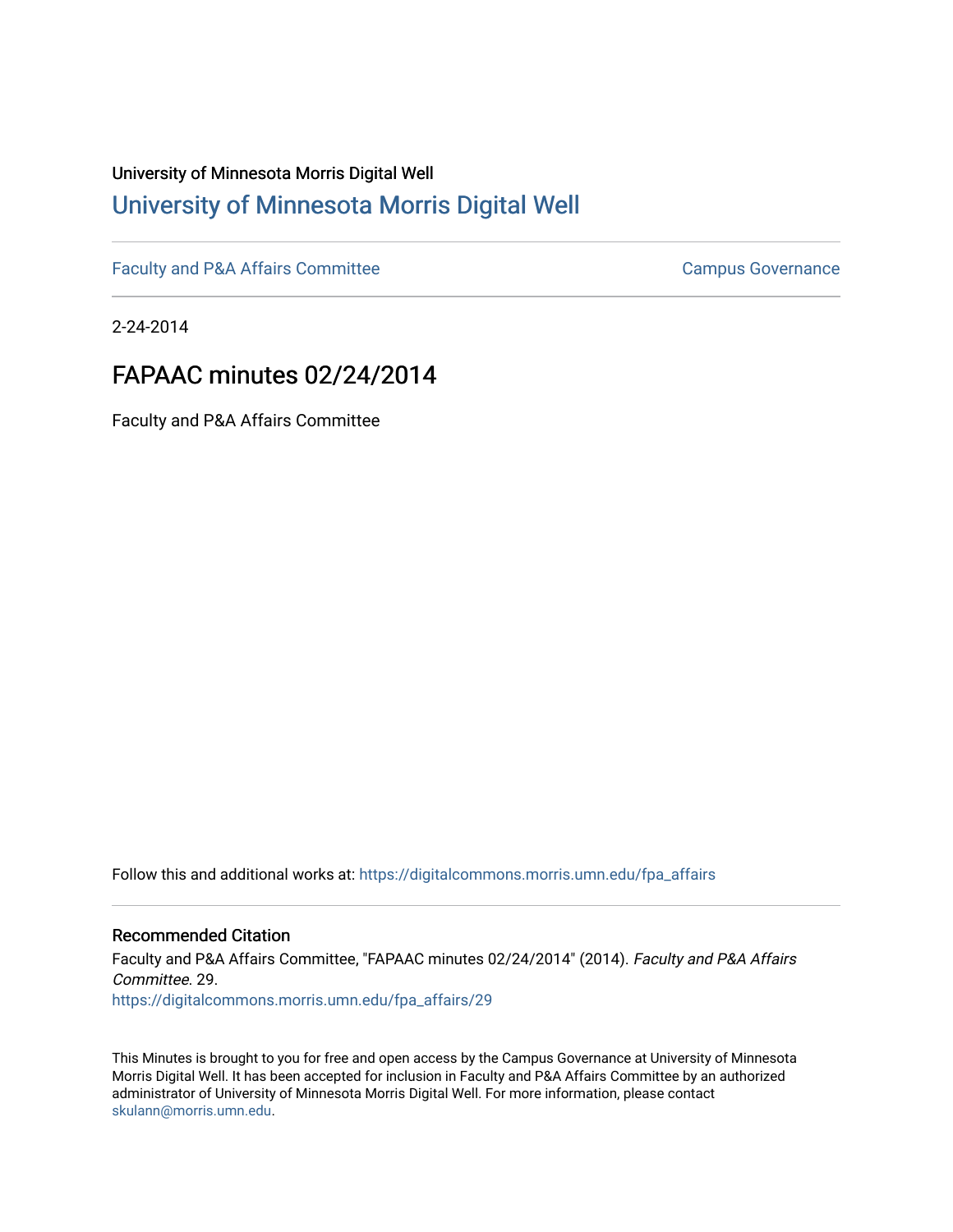University of Minnesota Morris Digital Well

# University of Minnesota Morris Digital Well

Faculty and P&A Affairs Committee

Campus Governance

2-24-2014

## FAPAAC minutes 02/24/2014

Faculty and P&A Affairs Committee

Follow this and additional works at: https://digitalcommons.morris.umn.edu/fpa_affairs

### Recommended Citation

Faculty and P&A Affairs Committee, "FAPAAC minutes 02/24/2014" (2014). *Faculty and P&A Affairs Committee*. 29.
https://digitalcommons.morris.umn.edu/fpa_affairs/29

This Minutes is brought to you for free and open access by the Campus Governance at University of Minnesota Morris Digital Well. It has been accepted for inclusion in Faculty and P&A Affairs Committee by an authorized administrator of University of Minnesota Morris Digital Well. For more information, please contact skulann@morris.umn.edu.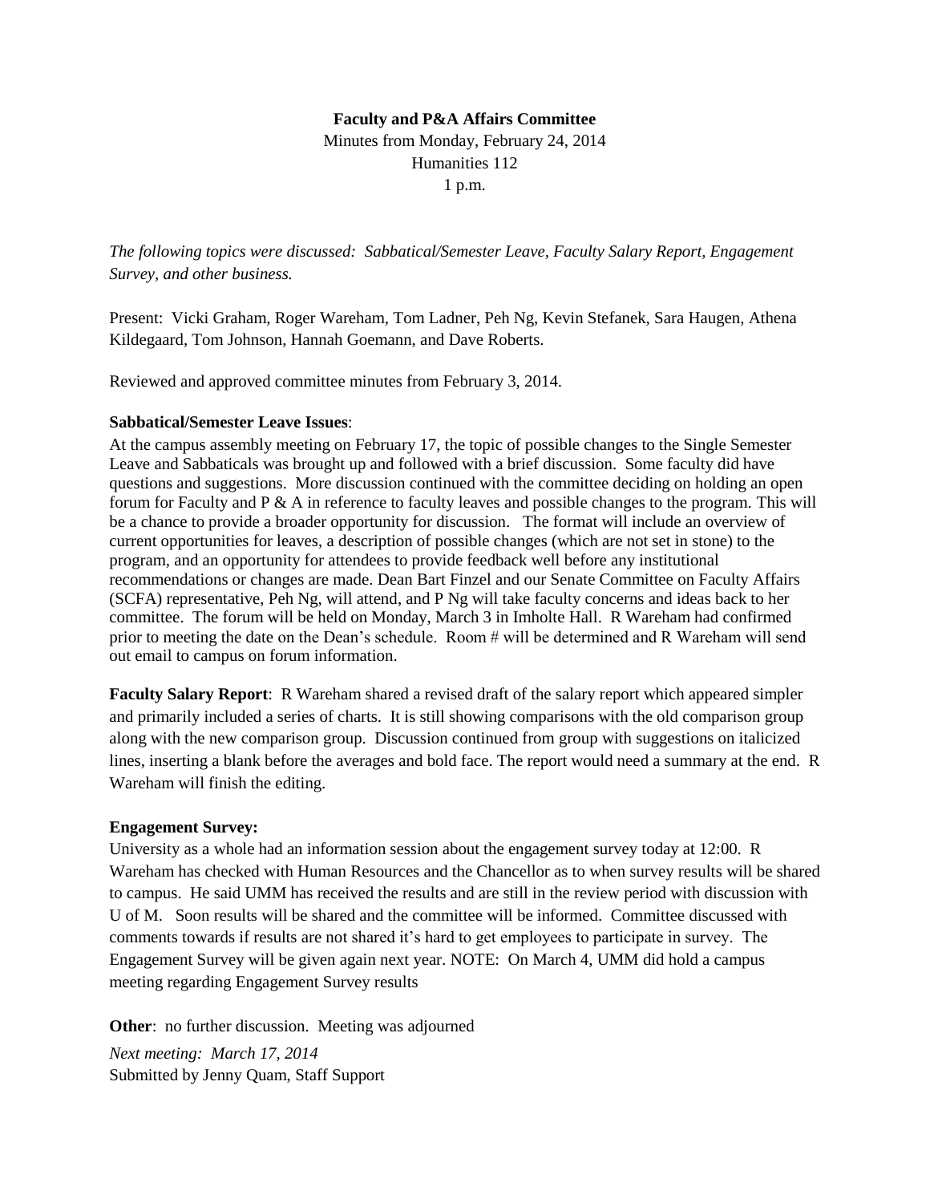**Faculty and P&A Affairs Committee**

Minutes from Monday, February 24, 2014

Humanities 112

1 p.m.

*The following topics were discussed: Sabbatical/Semester Leave, Faculty Salary Report, Engagement Survey, and other business.*

Present: Vicki Graham, Roger Wareham, Tom Ladner, Peh Ng, Kevin Stefanek, Sara Haugen, Athena Kildegaard, Tom Johnson, Hannah Goemann, and Dave Roberts.

Reviewed and approved committee minutes from February 3, 2014.

**Sabbatical/Semester Leave Issues**:

At the campus assembly meeting on February 17, the topic of possible changes to the Single Semester Leave and Sabbaticals was brought up and followed with a brief discussion. Some faculty did have questions and suggestions. More discussion continued with the committee deciding on holding an open forum for Faculty and P & A in reference to faculty leaves and possible changes to the program. This will be a chance to provide a broader opportunity for discussion. The format will include an overview of current opportunities for leaves, a description of possible changes (which are not set in stone) to the program, and an opportunity for attendees to provide feedback well before any institutional recommendations or changes are made. Dean Bart Finzel and our Senate Committee on Faculty Affairs (SCFA) representative, Peh Ng, will attend, and P Ng will take faculty concerns and ideas back to her committee. The forum will be held on Monday, March 3 in Imholte Hall. R Wareham had confirmed prior to meeting the date on the Dean's schedule. Room # will be determined and R Wareham will send out email to campus on forum information.

**Faculty Salary Report**: R Wareham shared a revised draft of the salary report which appeared simpler and primarily included a series of charts. It is still showing comparisons with the old comparison group along with the new comparison group. Discussion continued from group with suggestions on italicized lines, inserting a blank before the averages and bold face. The report would need a summary at the end. R Wareham will finish the editing.

**Engagement Survey:**

University as a whole had an information session about the engagement survey today at 12:00. R Wareham has checked with Human Resources and the Chancellor as to when survey results will be shared to campus. He said UMM has received the results and are still in the review period with discussion with U of M. Soon results will be shared and the committee will be informed. Committee discussed with comments towards if results are not shared it's hard to get employees to participate in survey. The Engagement Survey will be given again next year. NOTE: On March 4, UMM did hold a campus meeting regarding Engagement Survey results

**Other**: no further discussion. Meeting was adjourned

*Next meeting: March 17, 2014*

Submitted by Jenny Quam, Staff Support